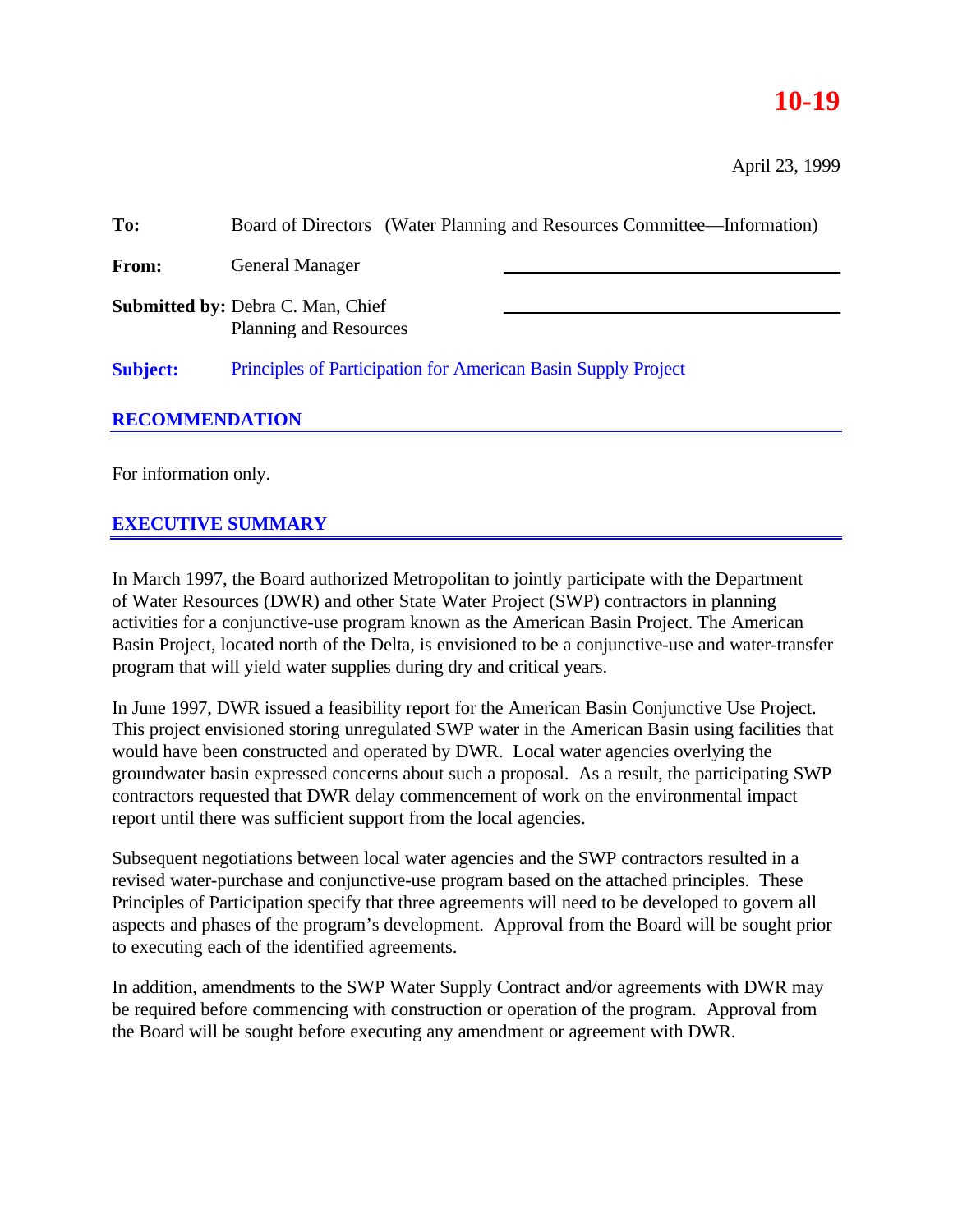**10-19**

April 23, 1999

**To:** Board of Directors (Water Planning and Resources Committee—Information)

**From:** General Manager

**Submitted by:** Debra C. Man, Chief
Planning and Resources

**Subject:** Principles of Participation for American Basin Supply Project

## RECOMMENDATION

For information only.

## EXECUTIVE SUMMARY

In March 1997, the Board authorized Metropolitan to jointly participate with the Department of Water Resources (DWR) and other State Water Project (SWP) contractors in planning activities for a conjunctive-use program known as the American Basin Project. The American Basin Project, located north of the Delta, is envisioned to be a conjunctive-use and water-transfer program that will yield water supplies during dry and critical years.

In June 1997, DWR issued a feasibility report for the American Basin Conjunctive Use Project. This project envisioned storing unregulated SWP water in the American Basin using facilities that would have been constructed and operated by DWR. Local water agencies overlying the groundwater basin expressed concerns about such a proposal. As a result, the participating SWP contractors requested that DWR delay commencement of work on the environmental impact report until there was sufficient support from the local agencies.

Subsequent negotiations between local water agencies and the SWP contractors resulted in a revised water-purchase and conjunctive-use program based on the attached principles. These Principles of Participation specify that three agreements will need to be developed to govern all aspects and phases of the program's development. Approval from the Board will be sought prior to executing each of the identified agreements.

In addition, amendments to the SWP Water Supply Contract and/or agreements with DWR may be required before commencing with construction or operation of the program. Approval from the Board will be sought before executing any amendment or agreement with DWR.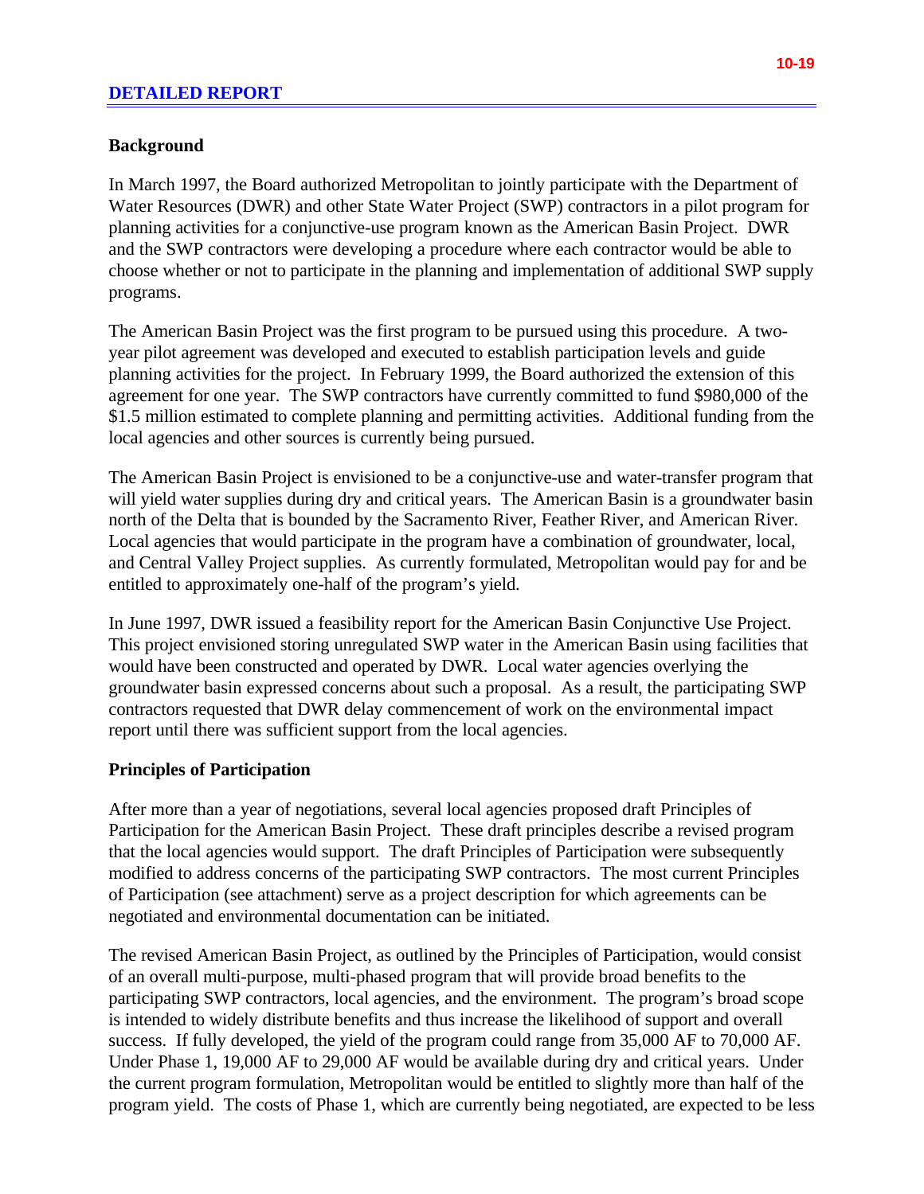## DETAILED REPORT

### Background

In March 1997, the Board authorized Metropolitan to jointly participate with the Department of Water Resources (DWR) and other State Water Project (SWP) contractors in a pilot program for planning activities for a conjunctive-use program known as the American Basin Project. DWR and the SWP contractors were developing a procedure where each contractor would be able to choose whether or not to participate in the planning and implementation of additional SWP supply programs.

The American Basin Project was the first program to be pursued using this procedure. A two-year pilot agreement was developed and executed to establish participation levels and guide planning activities for the project. In February 1999, the Board authorized the extension of this agreement for one year. The SWP contractors have currently committed to fund $980,000 of the $1.5 million estimated to complete planning and permitting activities. Additional funding from the local agencies and other sources is currently being pursued.

The American Basin Project is envisioned to be a conjunctive-use and water-transfer program that will yield water supplies during dry and critical years. The American Basin is a groundwater basin north of the Delta that is bounded by the Sacramento River, Feather River, and American River. Local agencies that would participate in the program have a combination of groundwater, local, and Central Valley Project supplies. As currently formulated, Metropolitan would pay for and be entitled to approximately one-half of the program's yield.

In June 1997, DWR issued a feasibility report for the American Basin Conjunctive Use Project. This project envisioned storing unregulated SWP water in the American Basin using facilities that would have been constructed and operated by DWR. Local water agencies overlying the groundwater basin expressed concerns about such a proposal. As a result, the participating SWP contractors requested that DWR delay commencement of work on the environmental impact report until there was sufficient support from the local agencies.

### Principles of Participation

After more than a year of negotiations, several local agencies proposed draft Principles of Participation for the American Basin Project. These draft principles describe a revised program that the local agencies would support. The draft Principles of Participation were subsequently modified to address concerns of the participating SWP contractors. The most current Principles of Participation (see attachment) serve as a project description for which agreements can be negotiated and environmental documentation can be initiated.

The revised American Basin Project, as outlined by the Principles of Participation, would consist of an overall multi-purpose, multi-phased program that will provide broad benefits to the participating SWP contractors, local agencies, and the environment. The program's broad scope is intended to widely distribute benefits and thus increase the likelihood of support and overall success. If fully developed, the yield of the program could range from 35,000 AF to 70,000 AF. Under Phase 1, 19,000 AF to 29,000 AF would be available during dry and critical years. Under the current program formulation, Metropolitan would be entitled to slightly more than half of the program yield. The costs of Phase 1, which are currently being negotiated, are expected to be less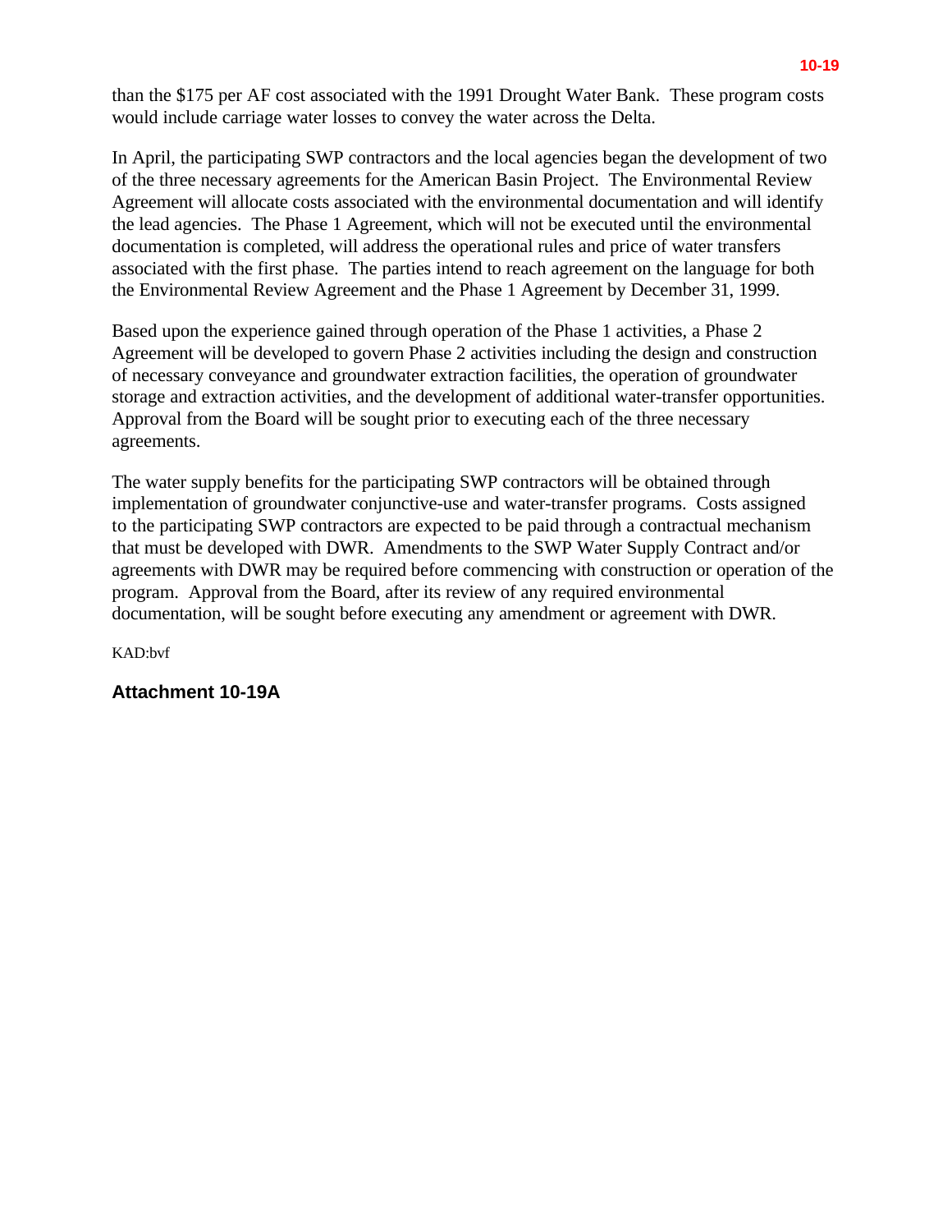than the $175 per AF cost associated with the 1991 Drought Water Bank.  These program costs would include carriage water losses to convey the water across the Delta.

In April, the participating SWP contractors and the local agencies began the development of two of the three necessary agreements for the American Basin Project.  The Environmental Review Agreement will allocate costs associated with the environmental documentation and will identify the lead agencies.  The Phase 1 Agreement, which will not be executed until the environmental documentation is completed, will address the operational rules and price of water transfers associated with the first phase.  The parties intend to reach agreement on the language for both the Environmental Review Agreement and the Phase 1 Agreement by December 31, 1999.

Based upon the experience gained through operation of the Phase 1 activities, a Phase 2 Agreement will be developed to govern Phase 2 activities including the design and construction of necessary conveyance and groundwater extraction facilities, the operation of groundwater storage and extraction activities, and the development of additional water-transfer opportunities.  Approval from the Board will be sought prior to executing each of the three necessary agreements.

The water supply benefits for the participating SWP contractors will be obtained through implementation of groundwater conjunctive-use and water-transfer programs.  Costs assigned to the participating SWP contractors are expected to be paid through a contractual mechanism that must be developed with DWR.  Amendments to the SWP Water Supply Contract and/or agreements with DWR may be required before commencing with construction or operation of the program.  Approval from the Board, after its review of any required environmental documentation, will be sought before executing any amendment or agreement with DWR.

KAD:bvf

**Attachment 10-19A**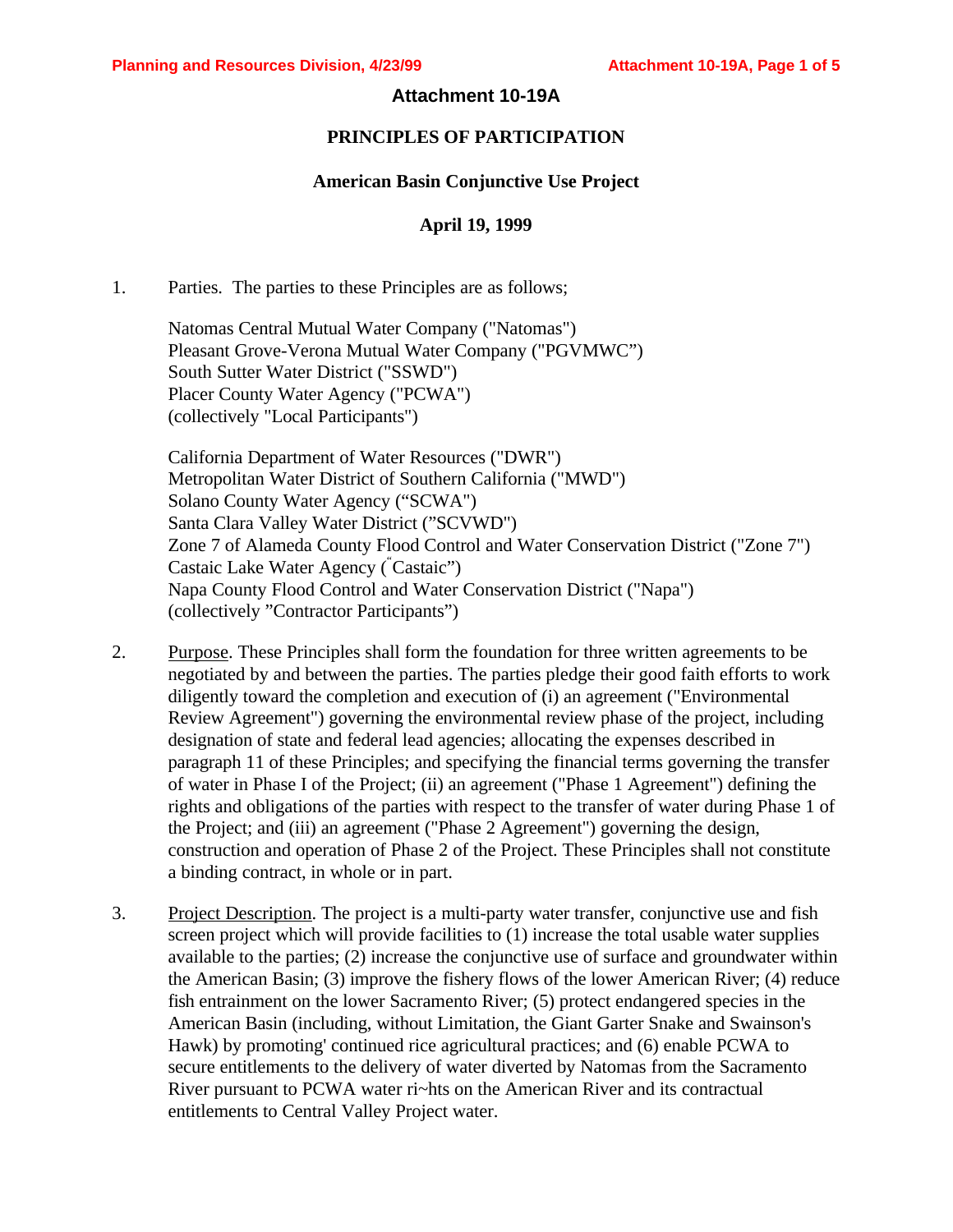# Attachment 10-19A

## PRINCIPLES OF PARTICIPATION

### American Basin Conjunctive Use Project

### April 19, 1999

1. Parties. The parties to these Principles are as follows;

   Natomas Central Mutual Water Company ("Natomas")
   Pleasant Grove-Verona Mutual Water Company ("PGVMWC")
   South Sutter Water District ("SSWD")
   Placer County Water Agency ("PCWA")
   (collectively "Local Participants")

   California Department of Water Resources ("DWR")
   Metropolitan Water District of Southern California ("MWD")
   Solano County Water Agency ("SCWA")
   Santa Clara Valley Water District ("SCVWD")
   Zone 7 of Alameda County Flood Control and Water Conservation District ("Zone 7")
   Castaic Lake Water Agency ("Castaic")
   Napa County Flood Control and Water Conservation District ("Napa")
   (collectively "Contractor Participants")

2. Purpose. These Principles shall form the foundation for three written agreements to be negotiated by and between the parties. The parties pledge their good faith efforts to work diligently toward the completion and execution of (i) an agreement ("Environmental Review Agreement") governing the environmental review phase of the project, including designation of state and federal lead agencies; allocating the expenses described in paragraph 11 of these Principles; and specifying the financial terms governing the transfer of water in Phase I of the Project; (ii) an agreement ("Phase 1 Agreement") defining the rights and obligations of the parties with respect to the transfer of water during Phase 1 of the Project; and (iii) an agreement ("Phase 2 Agreement") governing the design, construction and operation of Phase 2 of the Project. These Principles shall not constitute a binding contract, in whole or in part.

3. Project Description. The project is a multi-party water transfer, conjunctive use and fish screen project which will provide facilities to (1) increase the total usable water supplies available to the parties; (2) increase the conjunctive use of surface and groundwater within the American Basin; (3) improve the fishery flows of the lower American River; (4) reduce fish entrainment on the lower Sacramento River; (5) protect endangered species in the American Basin (including, without Limitation, the Giant Garter Snake and Swainson's Hawk) by promoting' continued rice agricultural practices; and (6) enable PCWA to secure entitlements to the delivery of water diverted by Natomas from the Sacramento River pursuant to PCWA water ri~hts on the American River and its contractual entitlements to Central Valley Project water.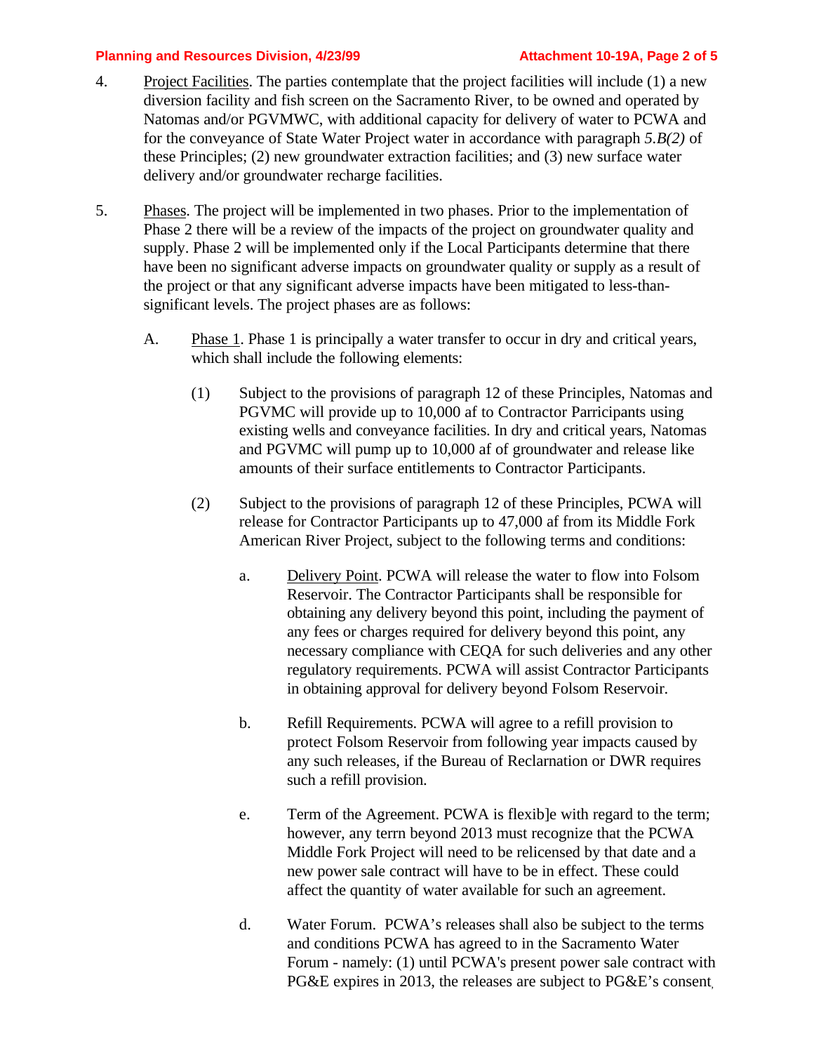4. Project Facilities. The parties contemplate that the project facilities will include (1) a new diversion facility and fish screen on the Sacramento River, to be owned and operated by Natomas and/or PGVMWC, with additional capacity for delivery of water to PCWA and for the conveyance of State Water Project water in accordance with paragraph *5.B(2)* of these Principles; (2) new groundwater extraction facilities; and (3) new surface water delivery and/or groundwater recharge facilities.

5. Phases. The project will be implemented in two phases. Prior to the implementation of Phase 2 there will be a review of the impacts of the project on groundwater quality and supply. Phase 2 will be implemented only if the Local Participants determine that there have been no significant adverse impacts on groundwater quality or supply as a result of the project or that any significant adverse impacts have been mitigated to less-than-significant levels. The project phases are as follows:

   A. Phase 1. Phase 1 is principally a water transfer to occur in dry and critical years, which shall include the following elements:

      (1) Subject to the provisions of paragraph 12 of these Principles, Natomas and PGVMC will provide up to 10,000 af to Contractor Parricipants using existing wells and conveyance facilities. In dry and critical years, Natomas and PGVMC will pump up to 10,000 af of groundwater and release like amounts of their surface entitlements to Contractor Participants.

      (2) Subject to the provisions of paragraph 12 of these Principles, PCWA will release for Contractor Participants up to 47,000 af from its Middle Fork American River Project, subject to the following terms and conditions:

         a. Delivery Point. PCWA will release the water to flow into Folsom Reservoir. The Contractor Participants shall be responsible for obtaining any delivery beyond this point, including the payment of any fees or charges required for delivery beyond this point, any necessary compliance with CEQA for such deliveries and any other regulatory requirements. PCWA will assist Contractor Participants in obtaining approval for delivery beyond Folsom Reservoir.

         b. Refill Requirements. PCWA will agree to a refill provision to protect Folsom Reservoir from following year impacts caused by any such releases, if the Bureau of Reclarnation or DWR requires such a refill provision.

         e. Term of the Agreement. PCWA is flexib]e with regard to the term; however, any terrn beyond 2013 must recognize that the PCWA Middle Fork Project will need to be relicensed by that date and a new power sale contract will have to be in effect. These could affect the quantity of water available for such an agreement.

         d. Water Forum. PCWA's releases shall also be subject to the terms and conditions PCWA has agreed to in the Sacramento Water Forum - namely: (1) until PCWA's present power sale contract with PG&E expires in 2013, the releases are subject to PG&E's consent,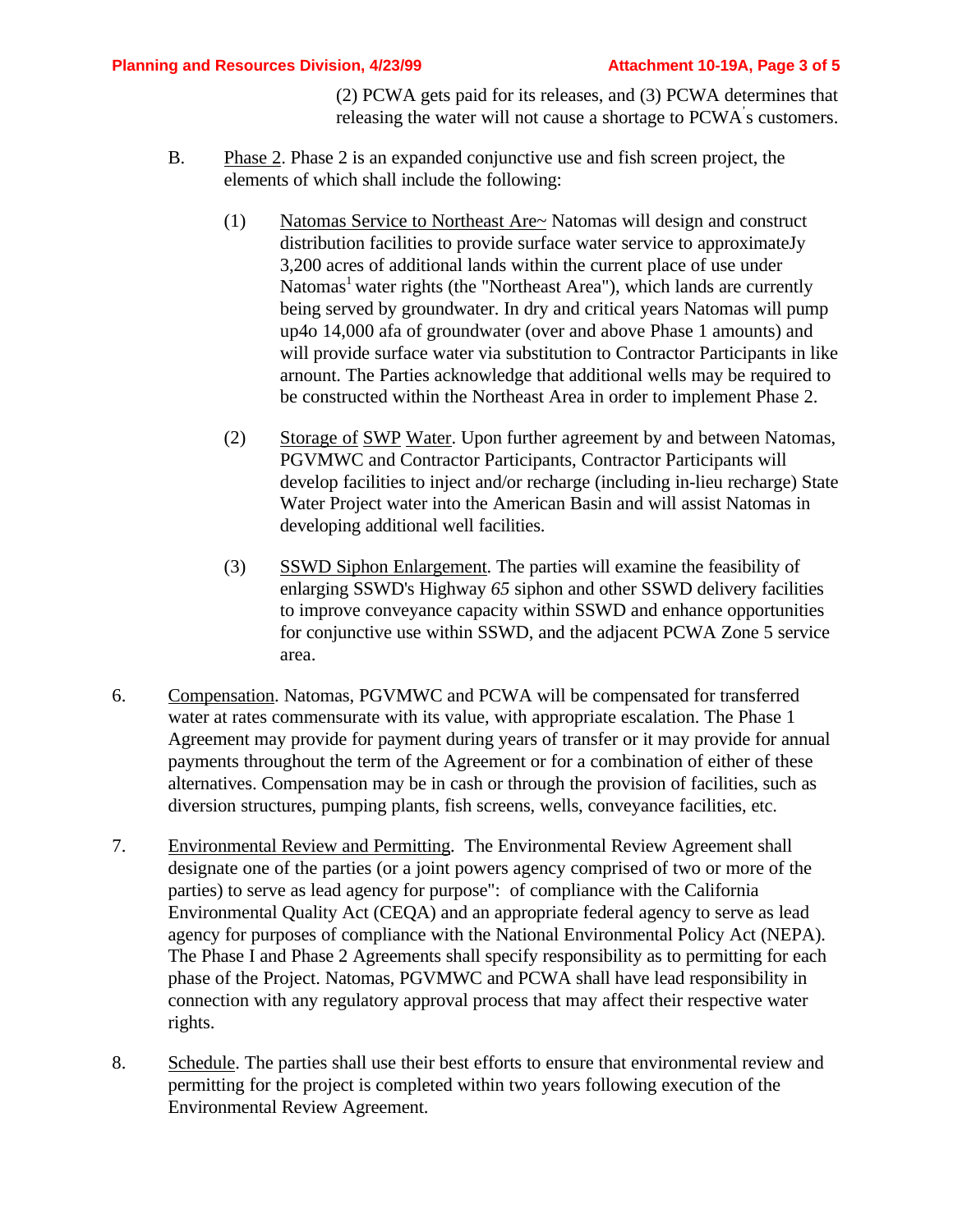(2) PCWA gets paid for its releases, and (3) PCWA determines that releasing the water will not cause a shortage to PCWA's customers.

B. Phase 2. Phase 2 is an expanded conjunctive use and fish screen project, the elements of which shall include the following:

(1) Natomas Service to Northeast Are~ Natomas will design and construct distribution facilities to provide surface water service to approximateJy 3,200 acres of additional lands within the current place of use under Natomas[1] water rights (the "Northeast Area"), which lands are currently being served by groundwater. In dry and critical years Natomas will pump up4o 14,000 afa of groundwater (over and above Phase 1 amounts) and will provide surface water via substitution to Contractor Participants in like arnount. The Parties acknowledge that additional wells may be required to be constructed within the Northeast Area in order to implement Phase 2.

(2) Storage of SWP Water. Upon further agreement by and between Natomas, PGVMWC and Contractor Participants, Contractor Participants will develop facilities to inject and/or recharge (including in-lieu recharge) State Water Project water into the American Basin and will assist Natomas in developing additional well facilities.

(3) SSWD Siphon Enlargement. The parties will examine the feasibility of enlarging SSWD's Highway *65* siphon and other SSWD delivery facilities to improve conveyance capacity within SSWD and enhance opportunities for conjunctive use within SSWD, and the adjacent PCWA Zone 5 service area.

6. Compensation. Natomas, PGVMWC and PCWA will be compensated for transferred water at rates commensurate with its value, with appropriate escalation. The Phase 1 Agreement may provide for payment during years of transfer or it may provide for annual payments throughout the term of the Agreement or for a combination of either of these alternatives. Compensation may be in cash or through the provision of facilities, such as diversion structures, pumping plants, fish screens, wells, conveyance facilities, etc.

7. Environmental Review and Permitting. The Environmental Review Agreement shall designate one of the parties (or a joint powers agency comprised of two or more of the parties) to serve as lead agency for purpose": of compliance with the California Environmental Quality Act (CEQA) and an appropriate federal agency to serve as lead agency for purposes of compliance with the National Environmental Policy Act (NEPA). The Phase I and Phase 2 Agreements shall specify responsibility as to permitting for each phase of the Project. Natomas, PGVMWC and PCWA shall have lead responsibility in connection with any regulatory approval process that may affect their respective water rights.

8. Schedule. The parties shall use their best efforts to ensure that environmental review and permitting for the project is completed within two years following execution of the Environmental Review Agreement.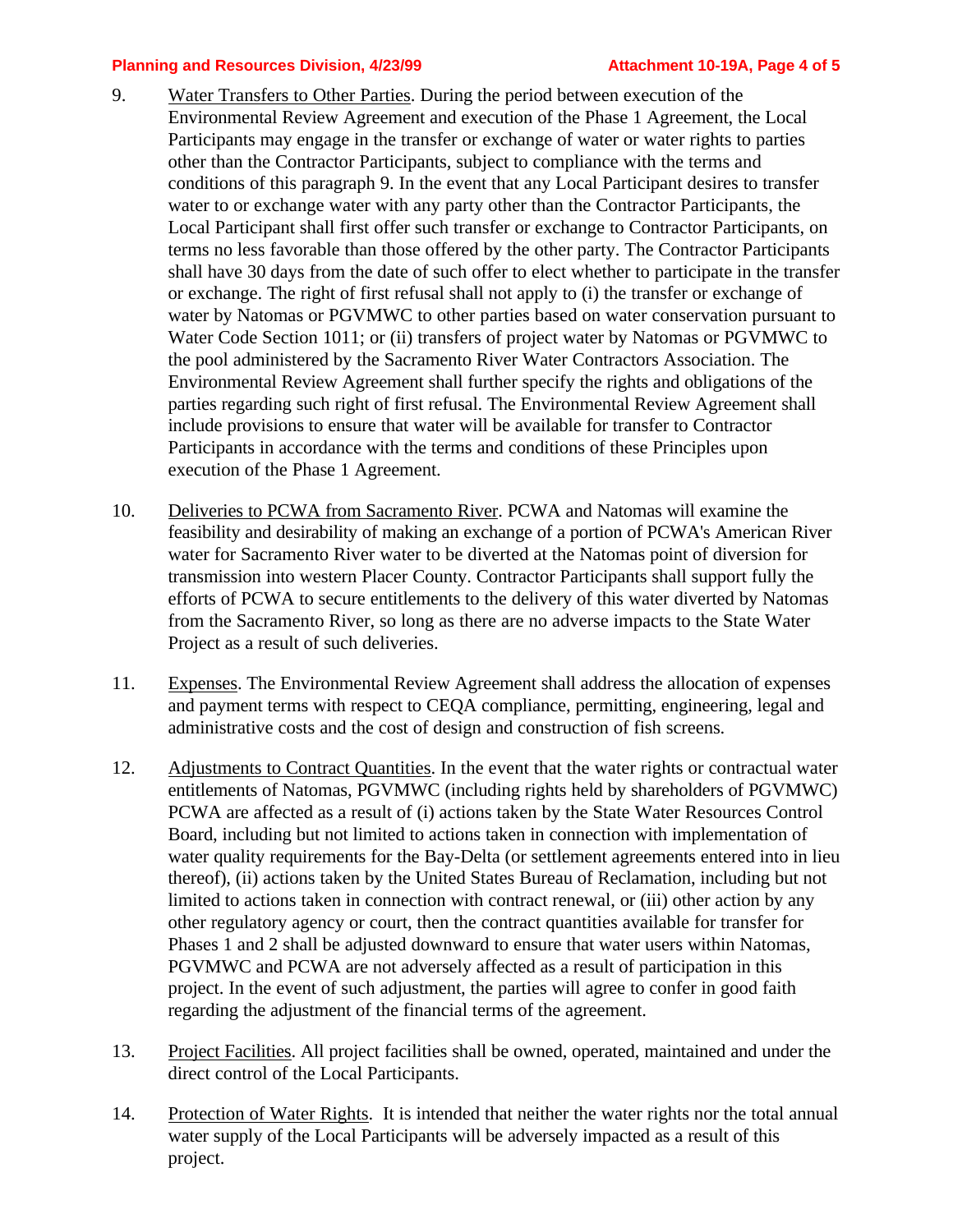9. Water Transfers to Other Parties. During the period between execution of the Environmental Review Agreement and execution of the Phase 1 Agreement, the Local Participants may engage in the transfer or exchange of water or water rights to parties other than the Contractor Participants, subject to compliance with the terms and conditions of this paragraph 9. In the event that any Local Participant desires to transfer water to or exchange water with any party other than the Contractor Participants, the Local Participant shall first offer such transfer or exchange to Contractor Participants, on terms no less favorable than those offered by the other party. The Contractor Participants shall have 30 days from the date of such offer to elect whether to participate in the transfer or exchange. The right of first refusal shall not apply to (i) the transfer or exchange of water by Natomas or PGVMWC to other parties based on water conservation pursuant to Water Code Section 1011; or (ii) transfers of project water by Natomas or PGVMWC to the pool administered by the Sacramento River Water Contractors Association. The Environmental Review Agreement shall further specify the rights and obligations of the parties regarding such right of first refusal. The Environmental Review Agreement shall include provisions to ensure that water will be available for transfer to Contractor Participants in accordance with the terms and conditions of these Principles upon execution of the Phase 1 Agreement.

10. Deliveries to PCWA from Sacramento River. PCWA and Natomas will examine the feasibility and desirability of making an exchange of a portion of PCWA's American River water for Sacramento River water to be diverted at the Natomas point of diversion for transmission into western Placer County. Contractor Participants shall support fully the efforts of PCWA to secure entitlements to the delivery of this water diverted by Natomas from the Sacramento River, so long as there are no adverse impacts to the State Water Project as a result of such deliveries.

11. Expenses. The Environmental Review Agreement shall address the allocation of expenses and payment terms with respect to CEQA compliance, permitting, engineering, legal and administrative costs and the cost of design and construction of fish screens.

12. Adjustments to Contract Quantities. In the event that the water rights or contractual water entitlements of Natomas, PGVMWC (including rights held by shareholders of PGVMWC) PCWA are affected as a result of (i) actions taken by the State Water Resources Control Board, including but not limited to actions taken in connection with implementation of water quality requirements for the Bay-Delta (or settlement agreements entered into in lieu thereof), (ii) actions taken by the United States Bureau of Reclamation, including but not limited to actions taken in connection with contract renewal, or (iii) other action by any other regulatory agency or court, then the contract quantities available for transfer for Phases 1 and 2 shall be adjusted downward to ensure that water users within Natomas, PGVMWC and PCWA are not adversely affected as a result of participation in this project. In the event of such adjustment, the parties will agree to confer in good faith regarding the adjustment of the financial terms of the agreement.

13. Project Facilities. All project facilities shall be owned, operated, maintained and under the direct control of the Local Participants.

14. Protection of Water Rights. It is intended that neither the water rights nor the total annual water supply of the Local Participants will be adversely impacted as a result of this project.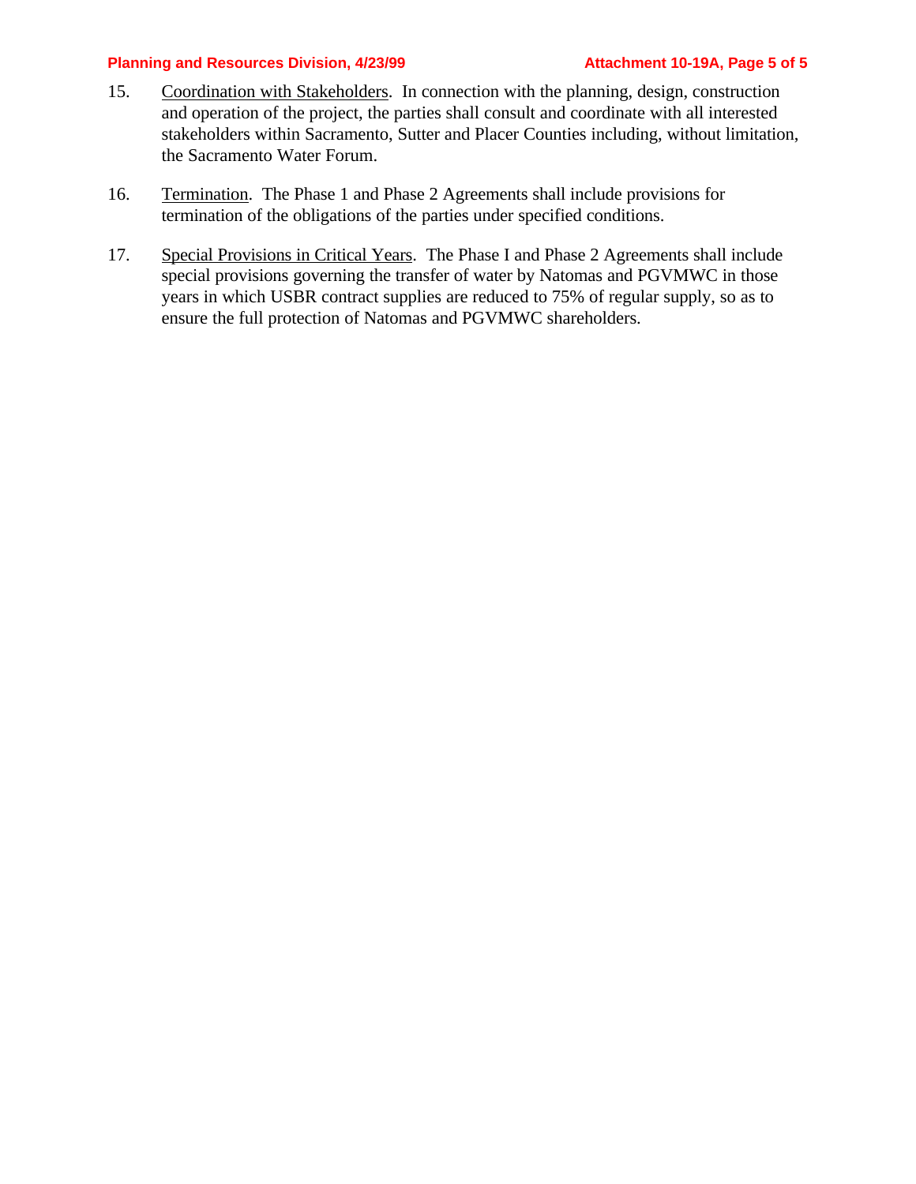15. Coordination with Stakeholders. In connection with the planning, design, construction and operation of the project, the parties shall consult and coordinate with all interested stakeholders within Sacramento, Sutter and Placer Counties including, without limitation, the Sacramento Water Forum.

16. Termination. The Phase 1 and Phase 2 Agreements shall include provisions for termination of the obligations of the parties under specified conditions.

17. Special Provisions in Critical Years. The Phase I and Phase 2 Agreements shall include special provisions governing the transfer of water by Natomas and PGVMWC in those years in which USBR contract supplies are reduced to 75% of regular supply, so as to ensure the full protection of Natomas and PGVMWC shareholders.